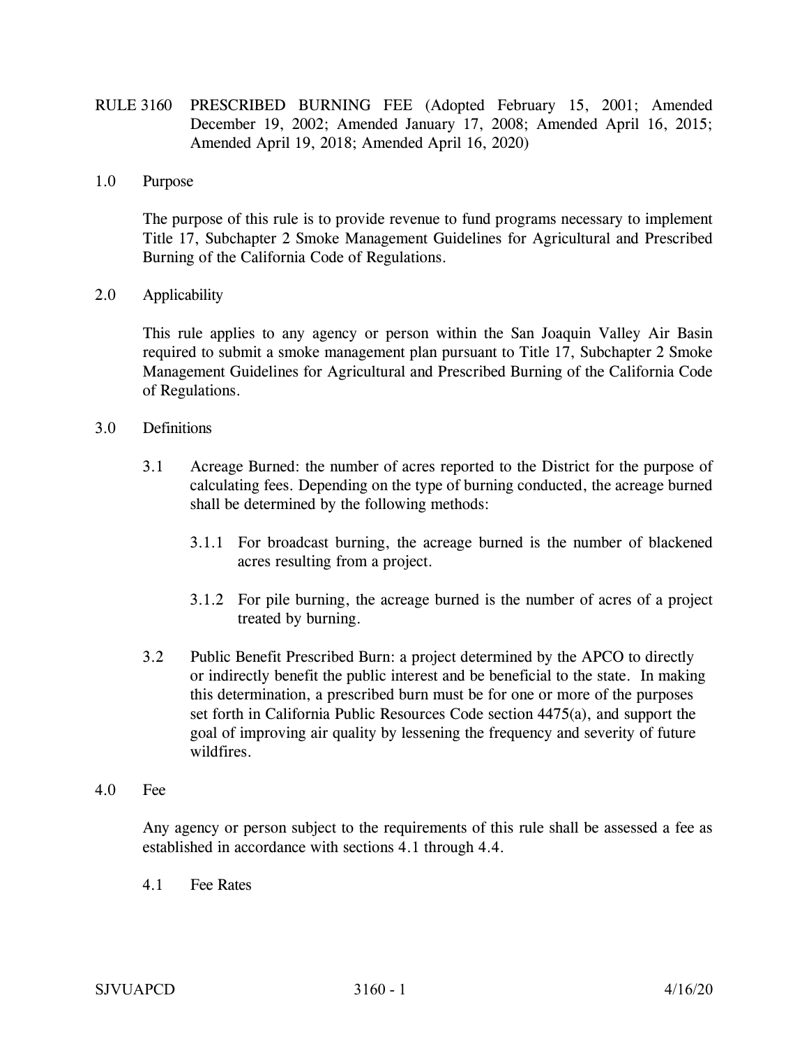# RULE 3160 PRESCRIBED BURNING FEE (Adopted February 15, 2001; Amended December 19, 2002; Amended January 17, 2008; Amended April 16, 2015; Amended April 19, 2018; Amended April 16, 2020)

## 1.0 Purpose

The purpose of this rule is to provide revenue to fund programs necessary to implement Title 17, Subchapter 2 Smoke Management Guidelines for Agricultural and Prescribed Burning of the California Code of Regulations.

## 2.0 Applicability

This rule applies to any agency or person within the San Joaquin Valley Air Basin required to submit a smoke management plan pursuant to Title 17, Subchapter 2 Smoke Management Guidelines for Agricultural and Prescribed Burning of the California Code of Regulations.

## 3.0 Definitions

3.1 Acreage Burned: the number of acres reported to the District for the purpose of calculating fees. Depending on the type of burning conducted, the acreage burned shall be determined by the following methods:

3.1.1 For broadcast burning, the acreage burned is the number of blackened acres resulting from a project.

3.1.2 For pile burning, the acreage burned is the number of acres of a project treated by burning.

3.2 Public Benefit Prescribed Burn: a project determined by the APCO to directly or indirectly benefit the public interest and be beneficial to the state. In making this determination, a prescribed burn must be for one or more of the purposes set forth in California Public Resources Code section 4475(a), and support the goal of improving air quality by lessening the frequency and severity of future wildfires.

## 4.0 Fee

Any agency or person subject to the requirements of this rule shall be assessed a fee as established in accordance with sections 4.1 through 4.4.

4.1 Fee Rates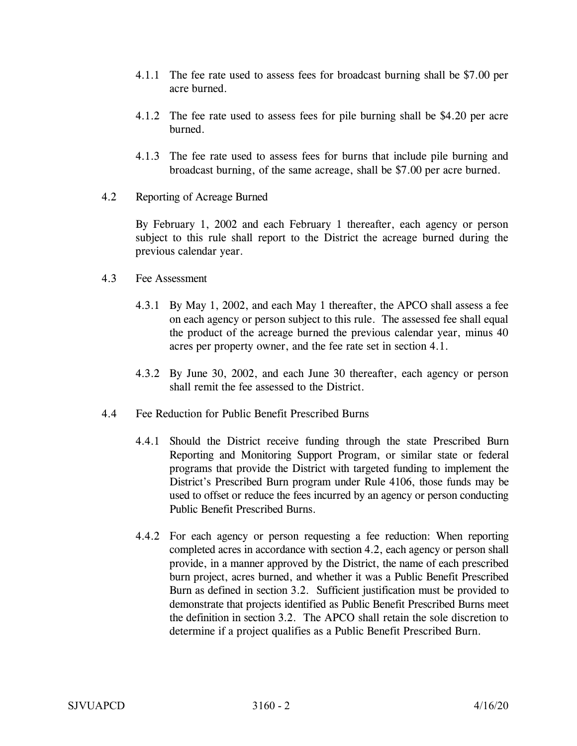4.1.1 The fee rate used to assess fees for broadcast burning shall be $7.00 per acre burned.

4.1.2 The fee rate used to assess fees for pile burning shall be $4.20 per acre burned.

4.1.3 The fee rate used to assess fees for burns that include pile burning and broadcast burning, of the same acreage, shall be $7.00 per acre burned.

4.2 Reporting of Acreage Burned

By February 1, 2002 and each February 1 thereafter, each agency or person subject to this rule shall report to the District the acreage burned during the previous calendar year.

4.3 Fee Assessment

4.3.1 By May 1, 2002, and each May 1 thereafter, the APCO shall assess a fee on each agency or person subject to this rule. The assessed fee shall equal the product of the acreage burned the previous calendar year, minus 40 acres per property owner, and the fee rate set in section 4.1.

4.3.2 By June 30, 2002, and each June 30 thereafter, each agency or person shall remit the fee assessed to the District.

4.4 Fee Reduction for Public Benefit Prescribed Burns

4.4.1 Should the District receive funding through the state Prescribed Burn Reporting and Monitoring Support Program, or similar state or federal programs that provide the District with targeted funding to implement the District's Prescribed Burn program under Rule 4106, those funds may be used to offset or reduce the fees incurred by an agency or person conducting Public Benefit Prescribed Burns.

4.4.2 For each agency or person requesting a fee reduction: When reporting completed acres in accordance with section 4.2, each agency or person shall provide, in a manner approved by the District, the name of each prescribed burn project, acres burned, and whether it was a Public Benefit Prescribed Burn as defined in section 3.2. Sufficient justification must be provided to demonstrate that projects identified as Public Benefit Prescribed Burns meet the definition in section 3.2. The APCO shall retain the sole discretion to determine if a project qualifies as a Public Benefit Prescribed Burn.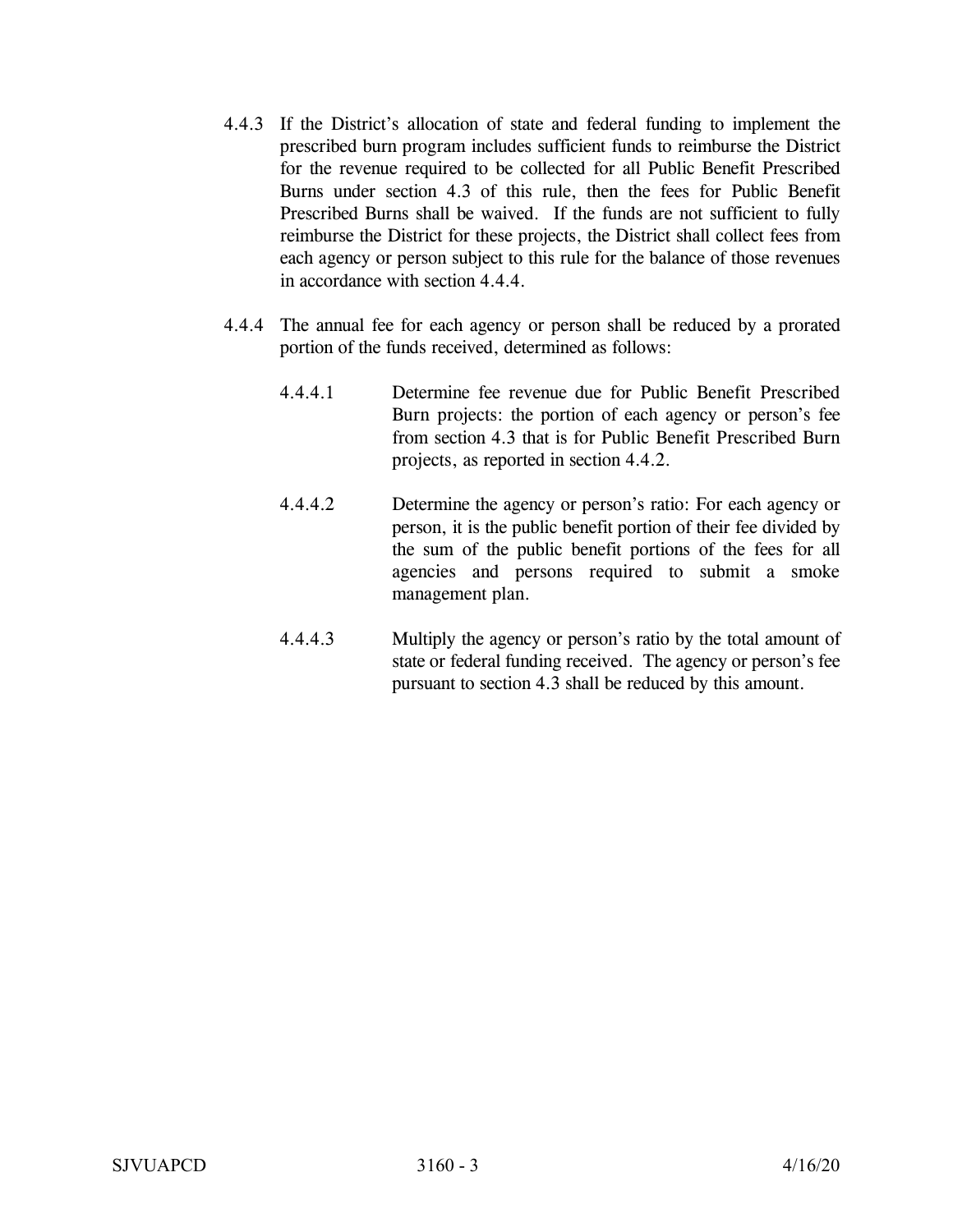4.4.3 If the District's allocation of state and federal funding to implement the prescribed burn program includes sufficient funds to reimburse the District for the revenue required to be collected for all Public Benefit Prescribed Burns under section 4.3 of this rule, then the fees for Public Benefit Prescribed Burns shall be waived. If the funds are not sufficient to fully reimburse the District for these projects, the District shall collect fees from each agency or person subject to this rule for the balance of those revenues in accordance with section 4.4.4.

4.4.4 The annual fee for each agency or person shall be reduced by a prorated portion of the funds received, determined as follows:

4.4.4.1 Determine fee revenue due for Public Benefit Prescribed Burn projects: the portion of each agency or person's fee from section 4.3 that is for Public Benefit Prescribed Burn projects, as reported in section 4.4.2.

4.4.4.2 Determine the agency or person's ratio: For each agency or person, it is the public benefit portion of their fee divided by the sum of the public benefit portions of the fees for all agencies and persons required to submit a smoke management plan.

4.4.4.3 Multiply the agency or person's ratio by the total amount of state or federal funding received. The agency or person's fee pursuant to section 4.3 shall be reduced by this amount.